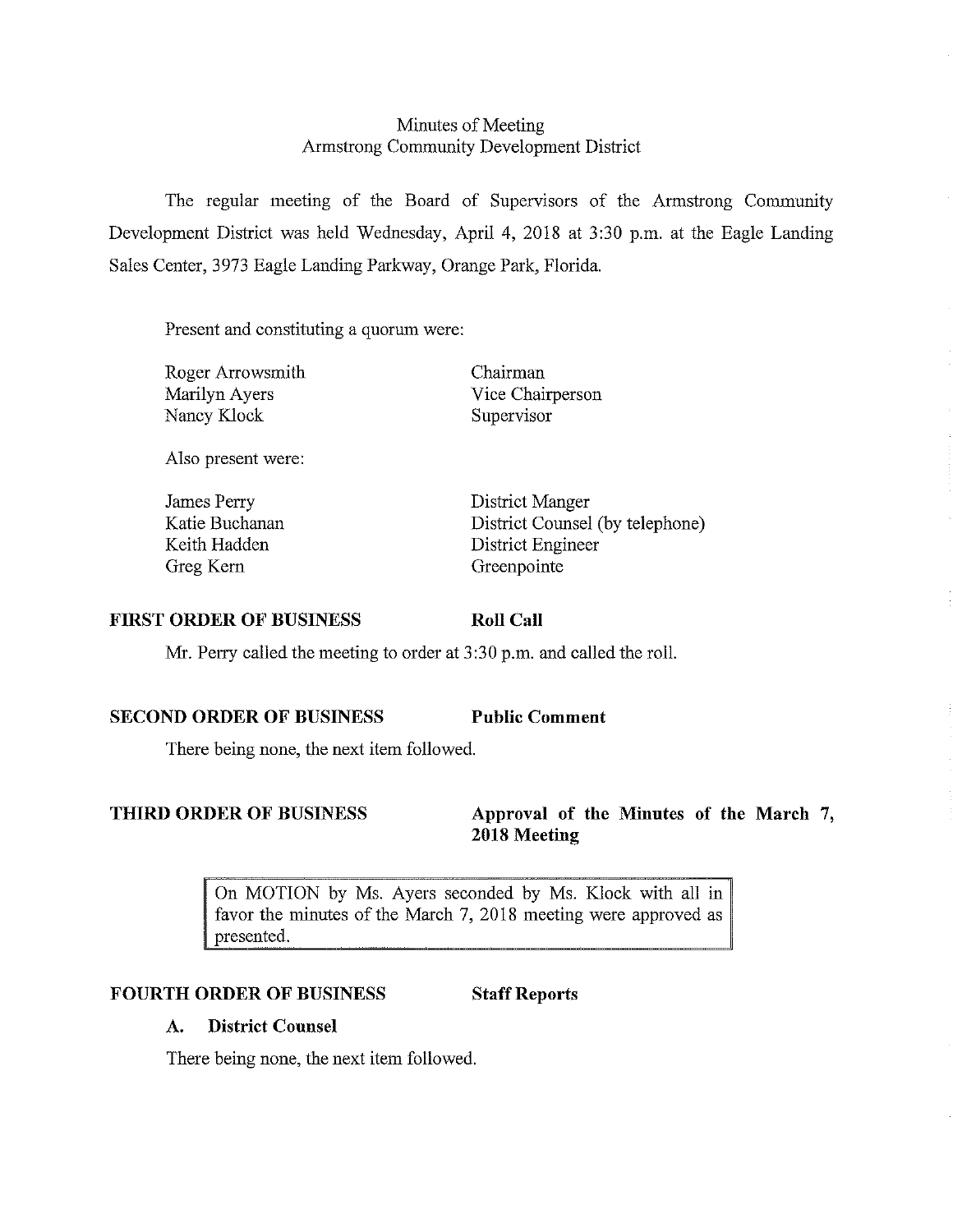# Minutes of Meeting
## Armstrong Community Development District

The regular meeting of the Board of Supervisors of the Armstrong Community Development District was held Wednesday, April 4, 2018 at 3:30 p.m. at the Eagle Landing Sales Center, 3973 Eagle Landing Parkway, Orange Park, Florida.

Present and constituting a quorum were:

| | |
|---|---|
| Roger Arrowsmith | Chairman |
| Marilyn Ayers | Vice Chairperson |
| Nancy Klock | Supervisor |

Also present were:

| | |
|---|---|
| James Perry | District Manger |
| Katie Buchanan | District Counsel (by telephone) |
| Keith Hadden | District Engineer |
| Greg Kern | Greenpointe |

**FIRST ORDER OF BUSINESS** **Roll Call**

Mr. Perry called the meeting to order at 3:30 p.m. and called the roll.

**SECOND ORDER OF BUSINESS** **Public Comment**

There being none, the next item followed.

**THIRD ORDER OF BUSINESS** **Approval of the Minutes of the March 7, 2018 Meeting**

> On MOTION by Ms. Ayers seconded by Ms. Klock with all in favor the minutes of the March 7, 2018 meeting were approved as presented.

**FOURTH ORDER OF BUSINESS** **Staff Reports**

**A. District Counsel**

There being none, the next item followed.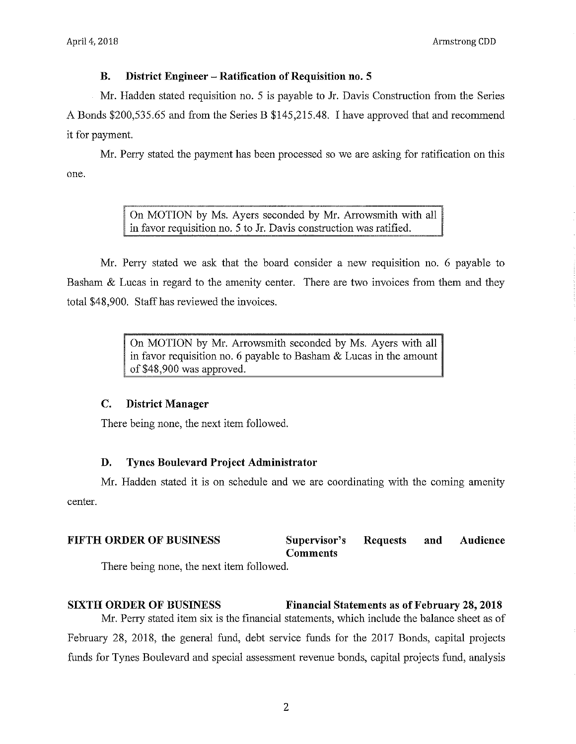### B. District Engineer – Ratification of Requisition no. 5

Mr. Hadden stated requisition no. 5 is payable to Jr. Davis Construction from the Series A Bonds $200,535.65 and from the Series B $145,215.48. I have approved that and recommend it for payment.

Mr. Perry stated the payment has been processed so we are asking for ratification on this one.

> On MOTION by Ms. Ayers seconded by Mr. Arrowsmith with all in favor requisition no. 5 to Jr. Davis construction was ratified.

Mr. Perry stated we ask that the board consider a new requisition no. 6 payable to Basham & Lucas in regard to the amenity center. There are two invoices from them and they total $48,900. Staff has reviewed the invoices.

> On MOTION by Mr. Arrowsmith seconded by Ms. Ayers with all in favor requisition no. 6 payable to Basham & Lucas in the amount of $48,900 was approved.

### C. District Manager

There being none, the next item followed.

### D. Tynes Boulevard Project Administrator

Mr. Hadden stated it is on schedule and we are coordinating with the coming amenity center.

**FIFTH ORDER OF BUSINESS** **Supervisor's Requests and Audience Comments**

There being none, the next item followed.

**SIXTH ORDER OF BUSINESS** **Financial Statements as of February 28, 2018**

Mr. Perry stated item six is the financial statements, which include the balance sheet as of February 28, 2018, the general fund, debt service funds for the 2017 Bonds, capital projects funds for Tynes Boulevard and special assessment revenue bonds, capital projects fund, analysis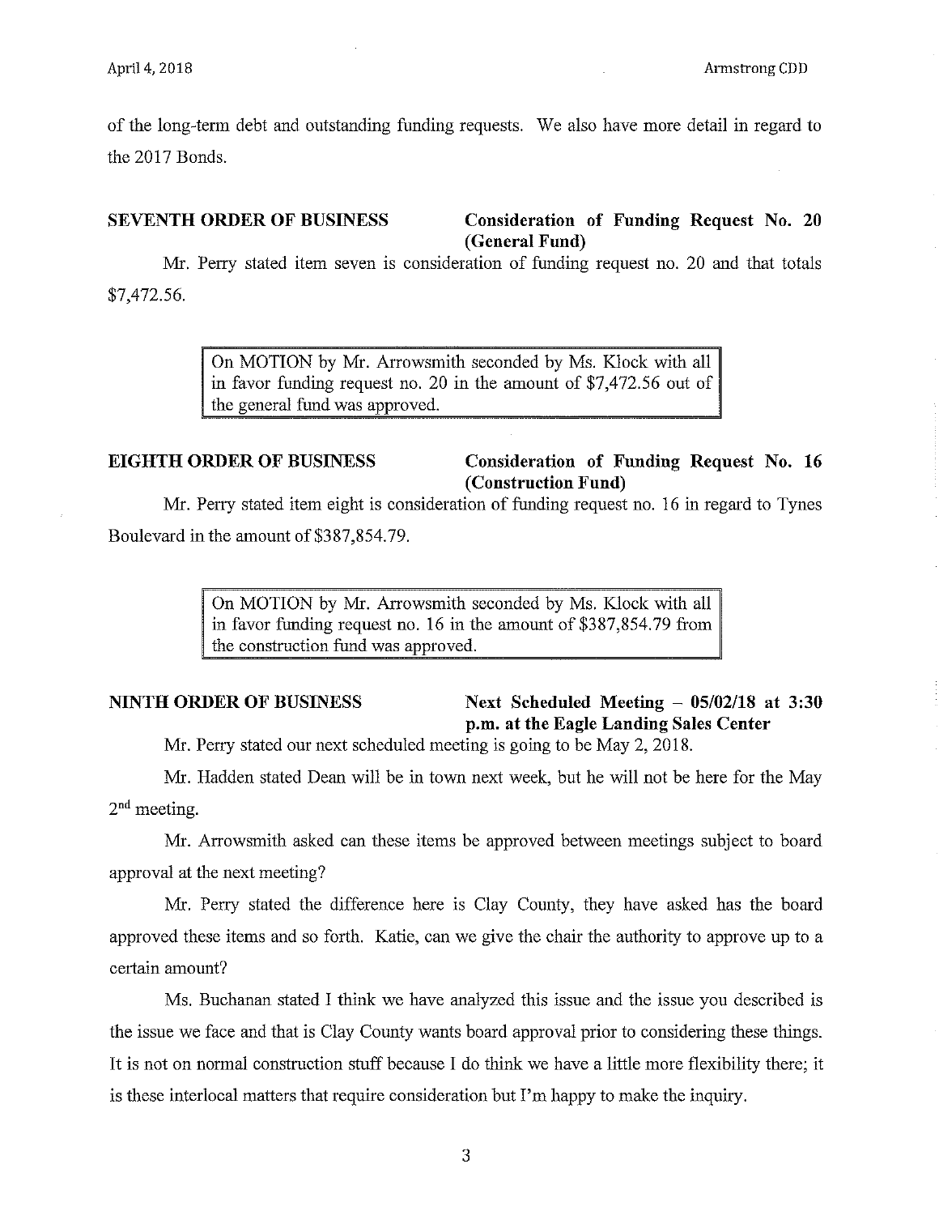of the long-term debt and outstanding funding requests. We also have more detail in regard to the 2017 Bonds.

**SEVENTH ORDER OF BUSINESS** **Consideration of Funding Request No. 20 (General Fund)**

Mr. Perry stated item seven is consideration of funding request no. 20 and that totals $7,472.56.

> On MOTION by Mr. Arrowsmith seconded by Ms. Klock with all in favor funding request no. 20 in the amount of $7,472.56 out of the general fund was approved.

**EIGHTH ORDER OF BUSINESS** **Consideration of Funding Request No. 16 (Construction Fund)**

Mr. Perry stated item eight is consideration of funding request no. 16 in regard to Tynes Boulevard in the amount of $387,854.79.

> On MOTION by Mr. Arrowsmith seconded by Ms. Klock with all in favor funding request no. 16 in the amount of $387,854.79 from the construction fund was approved.

**NINTH ORDER OF BUSINESS** **Next Scheduled Meeting – 05/02/18 at 3:30 p.m. at the Eagle Landing Sales Center**

Mr. Perry stated our next scheduled meeting is going to be May 2, 2018.

Mr. Hadden stated Dean will be in town next week, but he will not be here for the May 2nd meeting.

Mr. Arrowsmith asked can these items be approved between meetings subject to board approval at the next meeting?

Mr. Perry stated the difference here is Clay County, they have asked has the board approved these items and so forth. Katie, can we give the chair the authority to approve up to a certain amount?

Ms. Buchanan stated I think we have analyzed this issue and the issue you described is the issue we face and that is Clay County wants board approval prior to considering these things. It is not on normal construction stuff because I do think we have a little more flexibility there; it is these interlocal matters that require consideration but I'm happy to make the inquiry.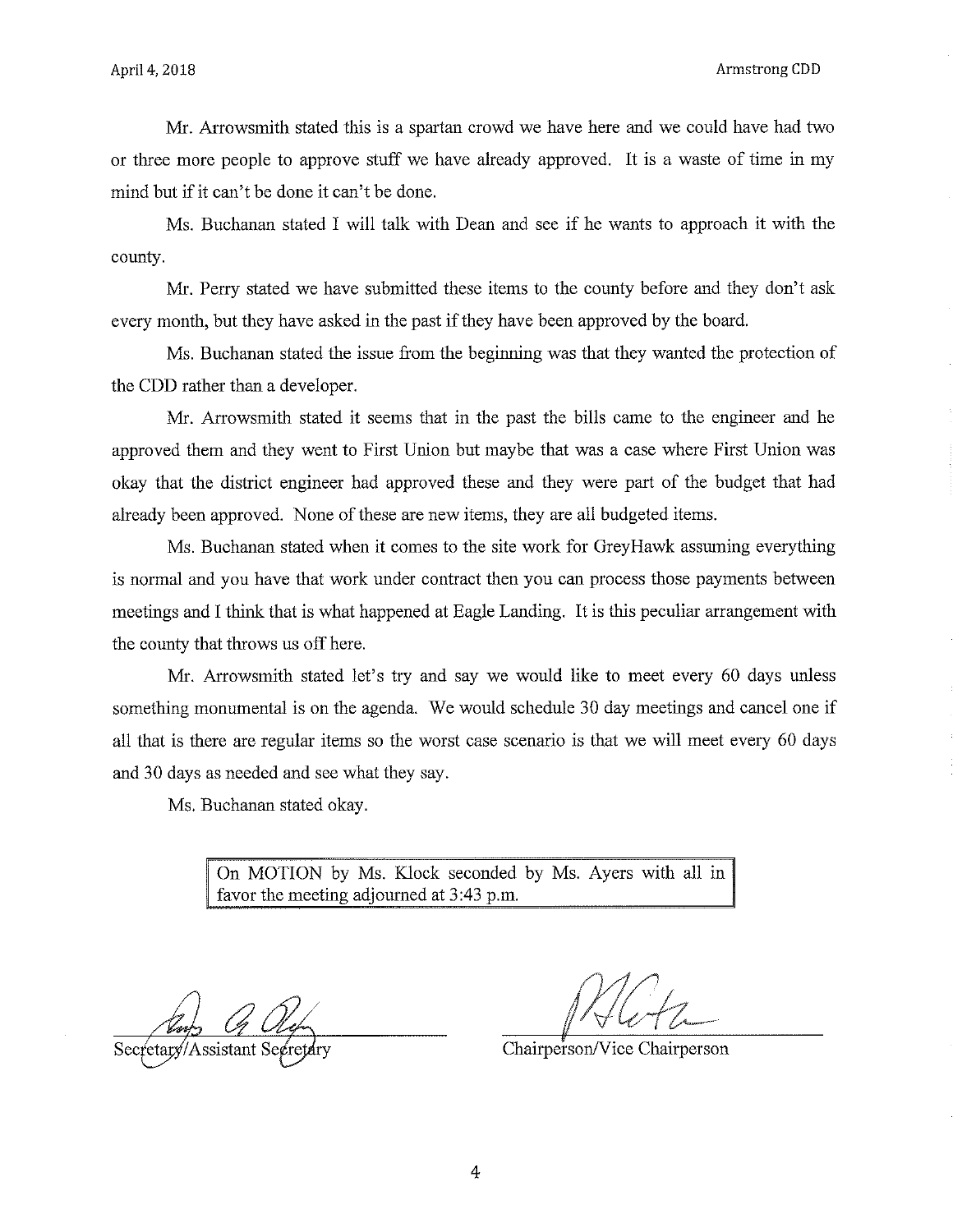Mr. Arrowsmith stated this is a spartan crowd we have here and we could have had two or three more people to approve stuff we have already approved. It is a waste of time in my mind but if it can't be done it can't be done.

Ms. Buchanan stated I will talk with Dean and see if he wants to approach it with the county.

Mr. Perry stated we have submitted these items to the county before and they don't ask every month, but they have asked in the past if they have been approved by the board.

Ms. Buchanan stated the issue from the beginning was that they wanted the protection of the CDD rather than a developer.

Mr. Arrowsmith stated it seems that in the past the bills came to the engineer and he approved them and they went to First Union but maybe that was a case where First Union was okay that the district engineer had approved these and they were part of the budget that had already been approved. None of these are new items, they are all budgeted items.

Ms. Buchanan stated when it comes to the site work for GreyHawk assuming everything is normal and you have that work under contract then you can process those payments between meetings and I think that is what happened at Eagle Landing. It is this peculiar arrangement with the county that throws us off here.

Mr. Arrowsmith stated let's try and say we would like to meet every 60 days unless something monumental is on the agenda. We would schedule 30 day meetings and cancel one if all that is there are regular items so the worst case scenario is that we will meet every 60 days and 30 days as needed and see what they say.

Ms. Buchanan stated okay.

> On MOTION by Ms. Klock seconded by Ms. Ayers with all in favor the meeting adjourned at 3:43 p.m.

Secretary/Assistant Secretary

Chairperson/Vice Chairperson